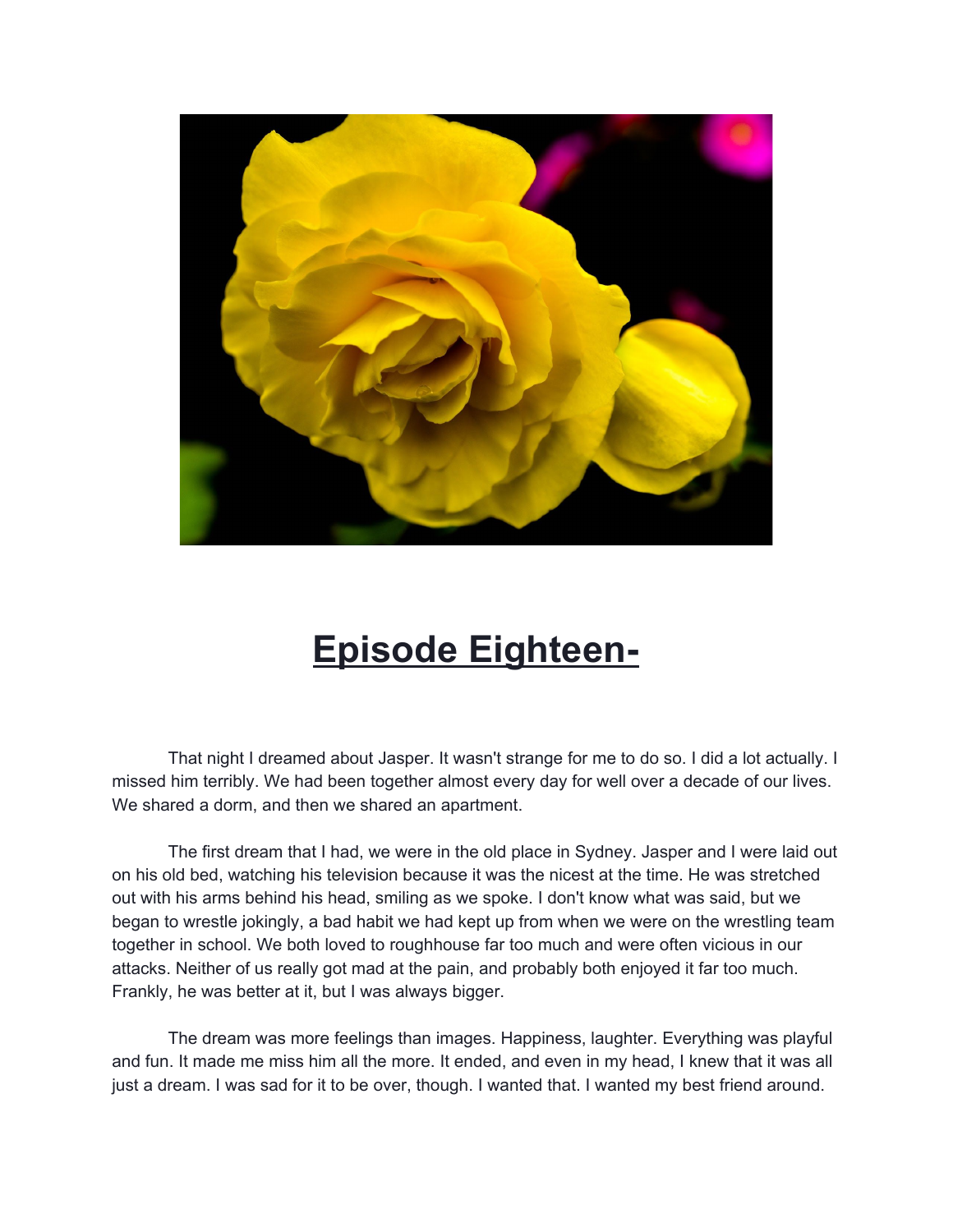# **Episode Eighteen-**

That night I dreamed about Jasper. It wasn't strange for me to do so. I did a lot actually. I missed him terribly. We had been together almost every day for well over a decade of our lives. We shared a dorm, and then we shared an apartment.

The first dream that I had, we were in the old place in Sydney. Jasper and I were laid out on his old bed, watching his television because it was the nicest at the time. He was stretched out with his arms behind his head, smiling as we spoke. I don't know what was said, but we began to wrestle jokingly, a bad habit we had kept up from when we were on the wrestling team together in school. We both loved to roughhouse far too much and were often vicious in our attacks. Neither of us really got mad at the pain, and probably both enjoyed it far too much. Frankly, he was better at it, but I was always bigger.

The dream was more feelings than images. Happiness, laughter. Everything was playful and fun. It made me miss him all the more. It ended, and even in my head, I knew that it was all just a dream. I was sad for it to be over, though. I wanted that. I wanted my best friend around.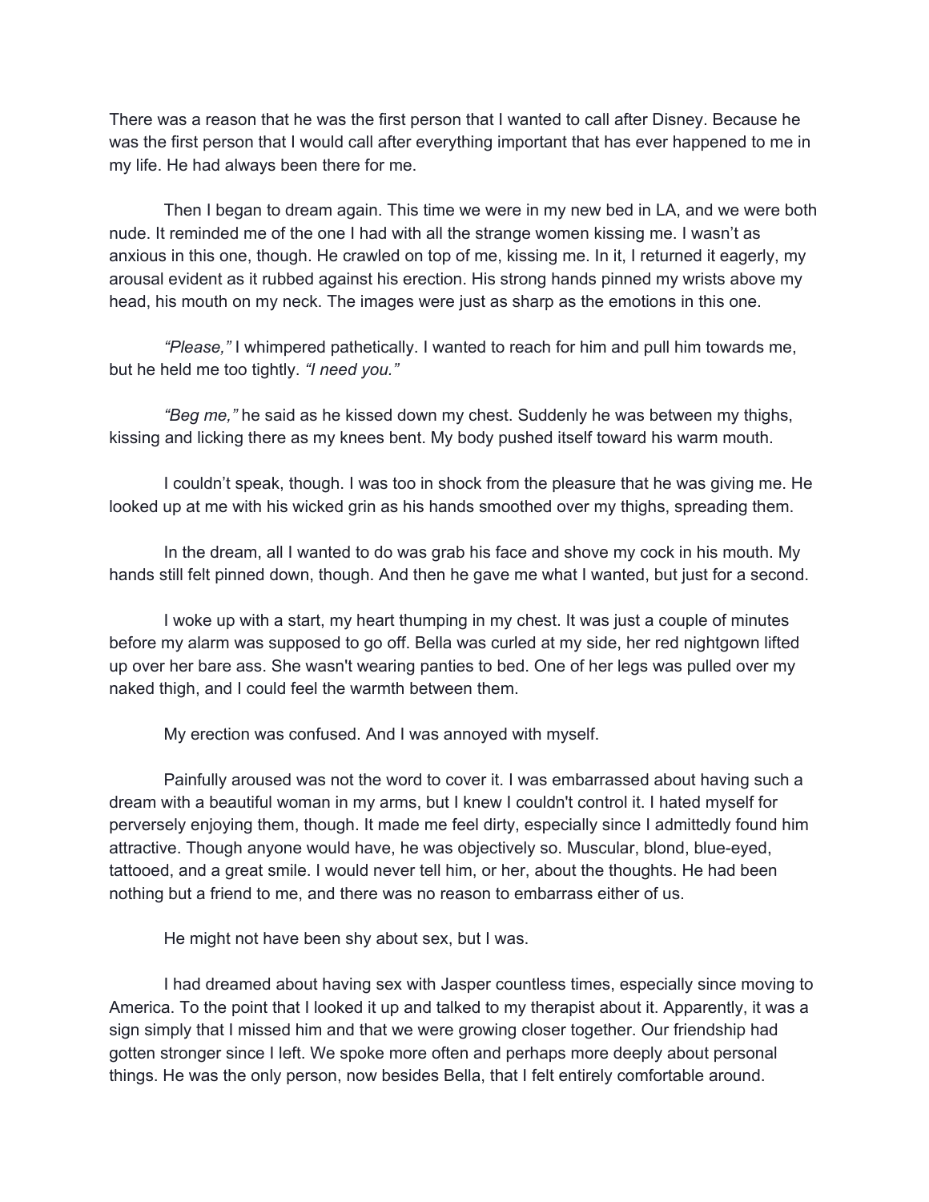There was a reason that he was the first person that I wanted to call after Disney. Because he was the first person that I would call after everything important that has ever happened to me in my life. He had always been there for me.

Then I began to dream again. This time we were in my new bed in LA, and we were both nude. It reminded me of the one I had with all the strange women kissing me. I wasn't as anxious in this one, though. He crawled on top of me, kissing me. In it, I returned it eagerly, my arousal evident as it rubbed against his erection. His strong hands pinned my wrists above my head, his mouth on my neck. The images were just as sharp as the emotions in this one.

*"Please,"* I whimpered pathetically. I wanted to reach for him and pull him towards me, but he held me too tightly. *"I need you."*

*"Beg me,"* he said as he kissed down my chest. Suddenly he was between my thighs, kissing and licking there as my knees bent. My body pushed itself toward his warm mouth.

I couldn't speak, though. I was too in shock from the pleasure that he was giving me. He looked up at me with his wicked grin as his hands smoothed over my thighs, spreading them.

In the dream, all I wanted to do was grab his face and shove my cock in his mouth. My hands still felt pinned down, though. And then he gave me what I wanted, but just for a second.

I woke up with a start, my heart thumping in my chest. It was just a couple of minutes before my alarm was supposed to go off. Bella was curled at my side, her red nightgown lifted up over her bare ass. She wasn't wearing panties to bed. One of her legs was pulled over my naked thigh, and I could feel the warmth between them.

My erection was confused. And I was annoyed with myself.

Painfully aroused was not the word to cover it. I was embarrassed about having such a dream with a beautiful woman in my arms, but I knew I couldn't control it. I hated myself for perversely enjoying them, though. It made me feel dirty, especially since I admittedly found him attractive. Though anyone would have, he was objectively so. Muscular, blond, blue-eyed, tattooed, and a great smile. I would never tell him, or her, about the thoughts. He had been nothing but a friend to me, and there was no reason to embarrass either of us.

He might not have been shy about sex, but I was.

I had dreamed about having sex with Jasper countless times, especially since moving to America. To the point that I looked it up and talked to my therapist about it. Apparently, it was a sign simply that I missed him and that we were growing closer together. Our friendship had gotten stronger since I left. We spoke more often and perhaps more deeply about personal things. He was the only person, now besides Bella, that I felt entirely comfortable around.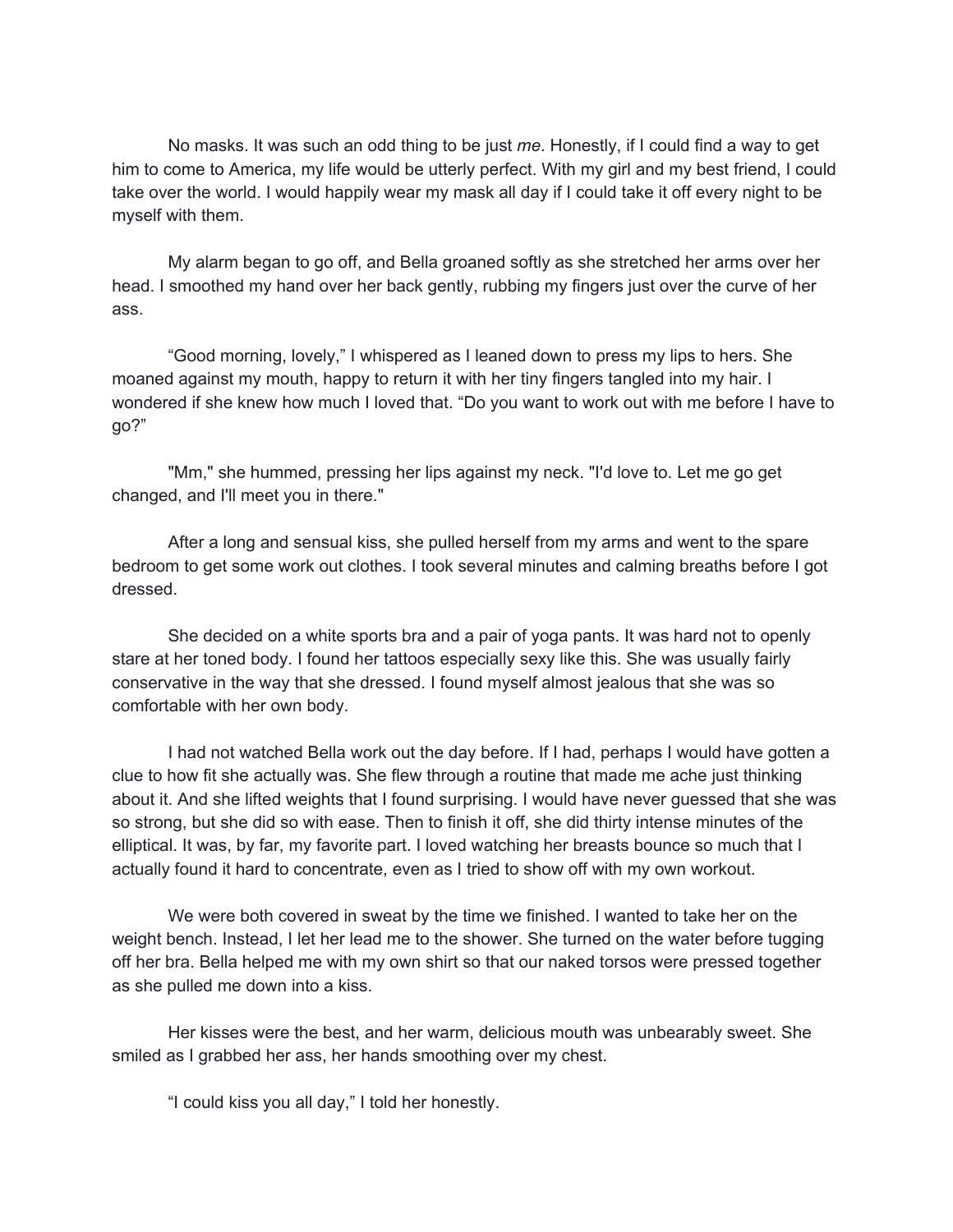No masks. It was such an odd thing to be just *me*. Honestly, if I could find a way to get him to come to America, my life would be utterly perfect. With my girl and my best friend, I could take over the world. I would happily wear my mask all day if I could take it off every night to be myself with them.

My alarm began to go off, and Bella groaned softly as she stretched her arms over her head. I smoothed my hand over her back gently, rubbing my fingers just over the curve of her ass.

"Good morning, lovely," I whispered as I leaned down to press my lips to hers. She moaned against my mouth, happy to return it with her tiny fingers tangled into my hair. I wondered if she knew how much I loved that. "Do you want to work out with me before I have to go?"

"Mm," she hummed, pressing her lips against my neck. "I'd love to. Let me go get changed, and I'll meet you in there."

After a long and sensual kiss, she pulled herself from my arms and went to the spare bedroom to get some work out clothes. I took several minutes and calming breaths before I got dressed.

She decided on a white sports bra and a pair of yoga pants. It was hard not to openly stare at her toned body. I found her tattoos especially sexy like this. She was usually fairly conservative in the way that she dressed. I found myself almost jealous that she was so comfortable with her own body.

I had not watched Bella work out the day before. If I had, perhaps I would have gotten a clue to how fit she actually was. She flew through a routine that made me ache just thinking about it. And she lifted weights that I found surprising. I would have never guessed that she was so strong, but she did so with ease. Then to finish it off, she did thirty intense minutes of the elliptical. It was, by far, my favorite part. I loved watching her breasts bounce so much that I actually found it hard to concentrate, even as I tried to show off with my own workout.

We were both covered in sweat by the time we finished. I wanted to take her on the weight bench. Instead, I let her lead me to the shower. She turned on the water before tugging off her bra. Bella helped me with my own shirt so that our naked torsos were pressed together as she pulled me down into a kiss.

Her kisses were the best, and her warm, delicious mouth was unbearably sweet. She smiled as I grabbed her ass, her hands smoothing over my chest.

"I could kiss you all day," I told her honestly.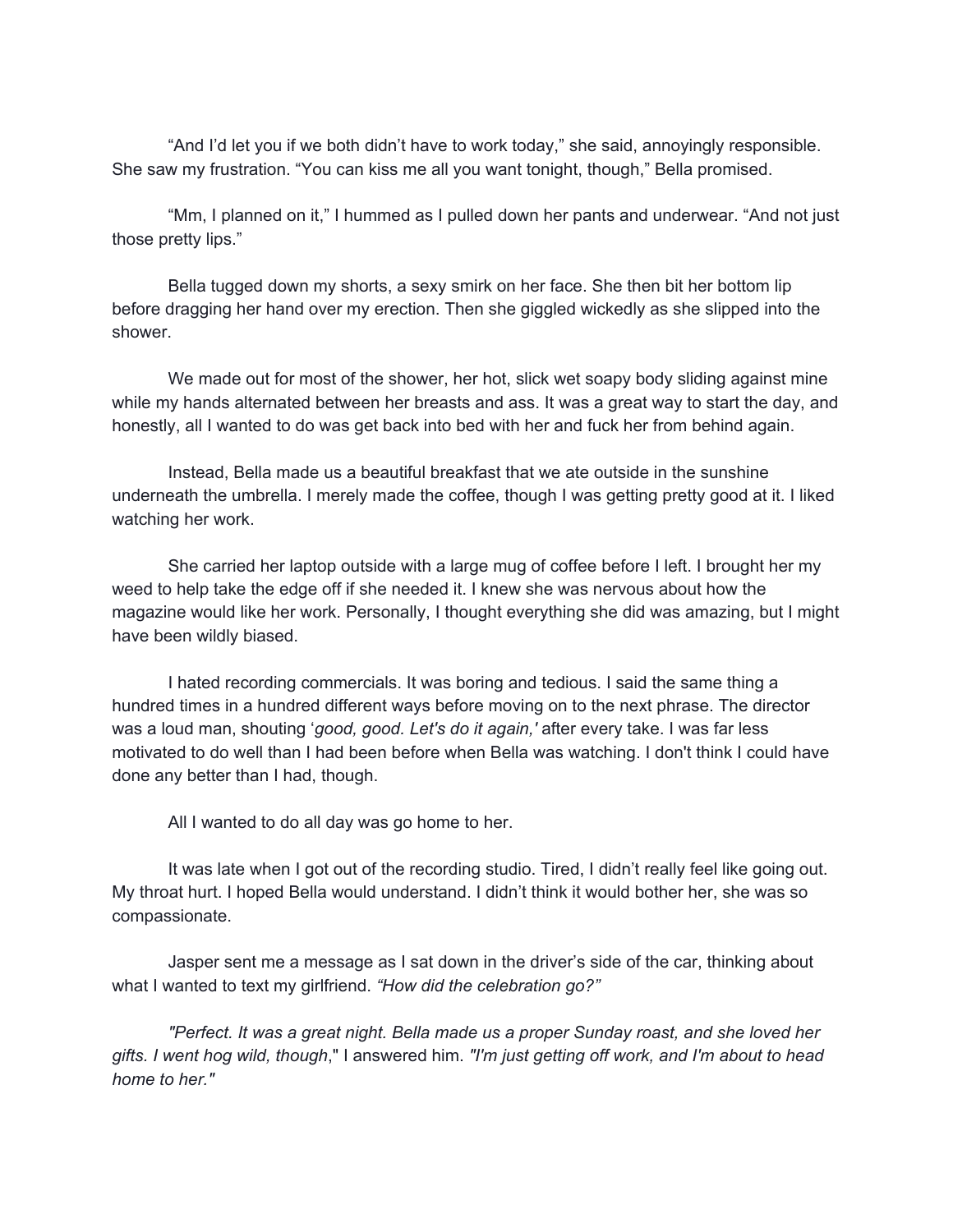"And I'd let you if we both didn't have to work today," she said, annoyingly responsible. She saw my frustration. "You can kiss me all you want tonight, though," Bella promised.

"Mm, I planned on it," I hummed as I pulled down her pants and underwear. "And not just those pretty lips."

Bella tugged down my shorts, a sexy smirk on her face. She then bit her bottom lip before dragging her hand over my erection. Then she giggled wickedly as she slipped into the shower.

We made out for most of the shower, her hot, slick wet soapy body sliding against mine while my hands alternated between her breasts and ass. It was a great way to start the day, and honestly, all I wanted to do was get back into bed with her and fuck her from behind again.

Instead, Bella made us a beautiful breakfast that we ate outside in the sunshine underneath the umbrella. I merely made the coffee, though I was getting pretty good at it. I liked watching her work.

She carried her laptop outside with a large mug of coffee before I left. I brought her my weed to help take the edge off if she needed it. I knew she was nervous about how the magazine would like her work. Personally, I thought everything she did was amazing, but I might have been wildly biased.

I hated recording commercials. It was boring and tedious. I said the same thing a hundred times in a hundred different ways before moving on to the next phrase. The director was a loud man, shouting '*good, good. Let's do it again,'* after every take. I was far less motivated to do well than I had been before when Bella was watching. I don't think I could have done any better than I had, though.

All I wanted to do all day was go home to her.

It was late when I got out of the recording studio. Tired, I didn't really feel like going out. My throat hurt. I hoped Bella would understand. I didn't think it would bother her, she was so compassionate.

Jasper sent me a message as I sat down in the driver's side of the car, thinking about what I wanted to text my girlfriend. *"How did the celebration go?"*

*"Perfect. It was a great night. Bella made us a proper Sunday roast, and she loved her gifts. I went hog wild, though*," I answered him. *"I'm just getting off work, and I'm about to head home to her."*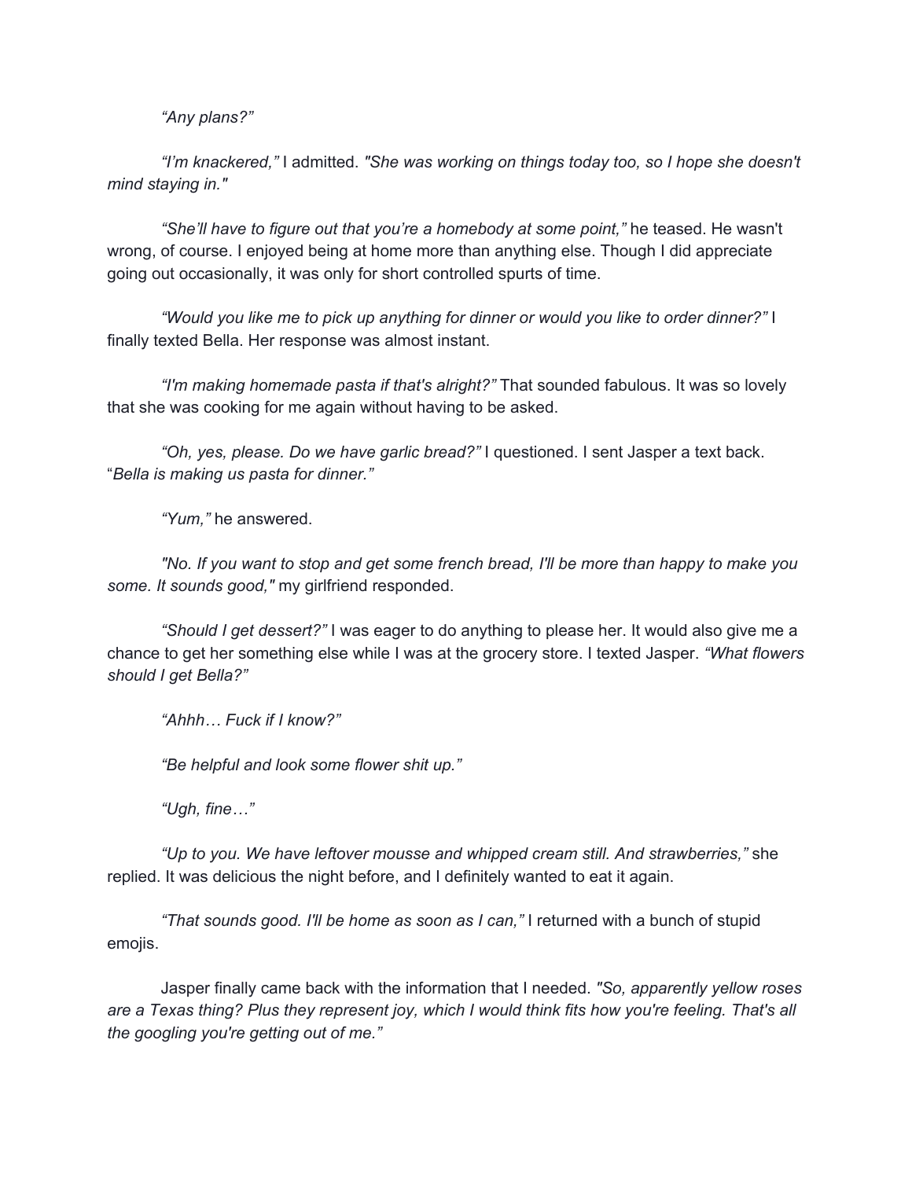*"Any plans?"*

*"I'm knackered,"* I admitted. *"She was working on things today too, so I hope she doesn't mind staying in."*

*"She'll have to figure out that you're a homebody at some point,"* he teased. He wasn't wrong, of course. I enjoyed being at home more than anything else. Though I did appreciate going out occasionally, it was only for short controlled spurts of time.

*"Would you like me to pick up anything for dinner or would you like to order dinner?"* I finally texted Bella. Her response was almost instant.

*"I'm making homemade pasta if that's alright?"* That sounded fabulous. It was so lovely that she was cooking for me again without having to be asked.

*"Oh, yes, please. Do we have garlic bread?"* I questioned. I sent Jasper a text back. "*Bella is making us pasta for dinner."*

*"Yum,"* he answered.

*"No. If you want to stop and get some french bread, I'll be more than happy to make you some. It sounds good,"* my girlfriend responded.

*"Should I get dessert?"* I was eager to do anything to please her. It would also give me a chance to get her something else while I was at the grocery store. I texted Jasper. *"What flowers should I get Bella?"*

*"Ahhh… Fuck if I know?"*

*"Be helpful and look some flower shit up."*

*"Ugh, fine…"*

*"Up to you. We have leftover mousse and whipped cream still. And strawberries,"* she replied. It was delicious the night before, and I definitely wanted to eat it again.

*"That sounds good. I'll be home as soon as I can,"* I returned with a bunch of stupid emojis.

Jasper finally came back with the information that I needed. *"So, apparently yellow roses are a Texas thing? Plus they represent joy, which I would think fits how you're feeling. That's all the googling you're getting out of me."*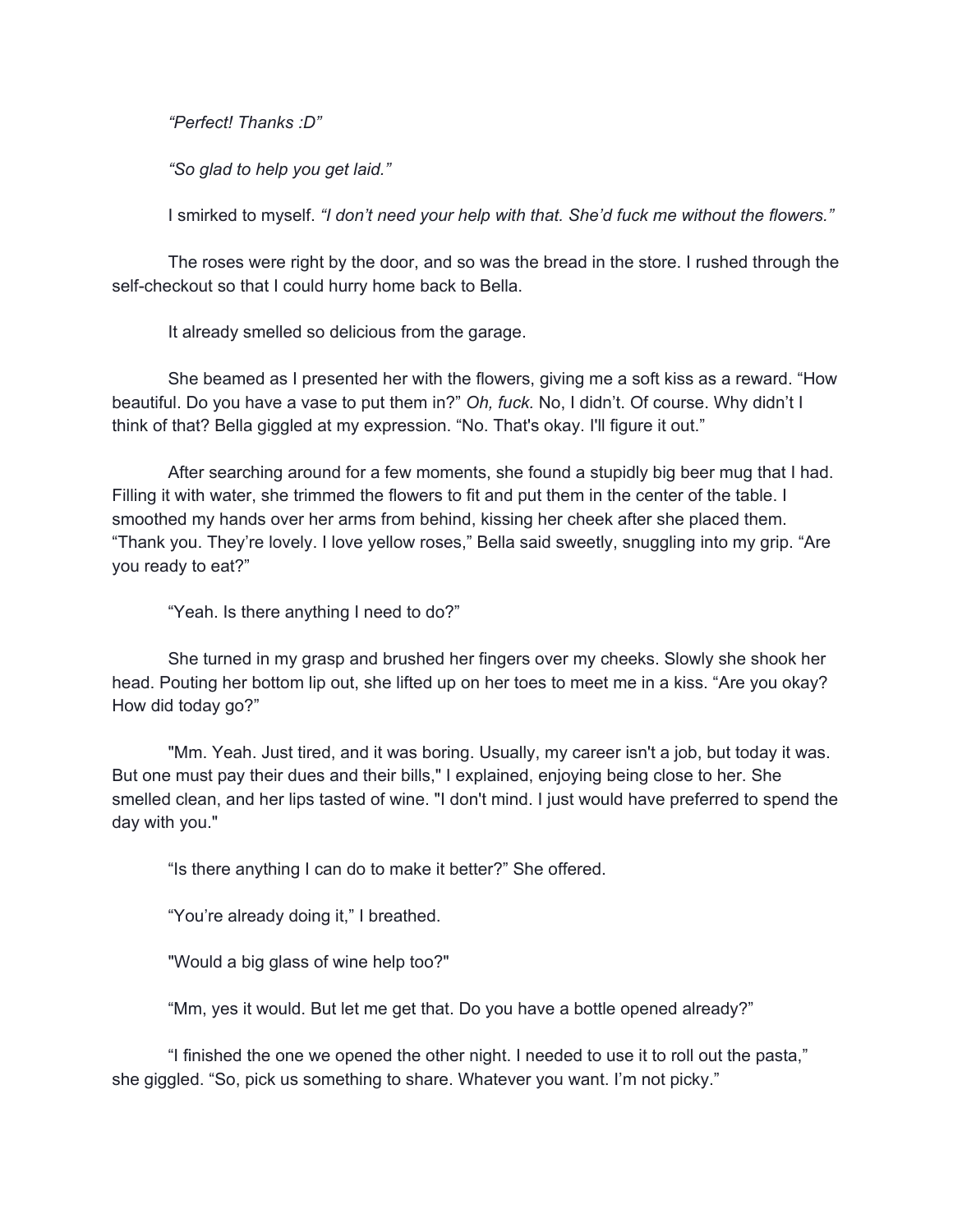*"Perfect! Thanks :D"*

*"So glad to help you get laid."*

I smirked to myself. *"I don't need your help with that. She'd fuck me without the flowers."*

The roses were right by the door, and so was the bread in the store. I rushed through the self-checkout so that I could hurry home back to Bella.

It already smelled so delicious from the garage.

She beamed as I presented her with the flowers, giving me a soft kiss as a reward. "How beautiful. Do you have a vase to put them in?" *Oh, fuck.* No, I didn't. Of course. Why didn't I think of that? Bella giggled at my expression. "No. That's okay. I'll figure it out."

After searching around for a few moments, she found a stupidly big beer mug that I had. Filling it with water, she trimmed the flowers to fit and put them in the center of the table. I smoothed my hands over her arms from behind, kissing her cheek after she placed them. "Thank you. They're lovely. I love yellow roses," Bella said sweetly, snuggling into my grip. "Are you ready to eat?"

"Yeah. Is there anything I need to do?"

She turned in my grasp and brushed her fingers over my cheeks. Slowly she shook her head. Pouting her bottom lip out, she lifted up on her toes to meet me in a kiss. "Are you okay? How did today go?"

"Mm. Yeah. Just tired, and it was boring. Usually, my career isn't a job, but today it was. But one must pay their dues and their bills," I explained, enjoying being close to her. She smelled clean, and her lips tasted of wine. "I don't mind. I just would have preferred to spend the day with you."

"Is there anything I can do to make it better?" She offered.

"You're already doing it," I breathed.

"Would a big glass of wine help too?"

"Mm, yes it would. But let me get that. Do you have a bottle opened already?"

"I finished the one we opened the other night. I needed to use it to roll out the pasta," she giggled. "So, pick us something to share. Whatever you want. I'm not picky."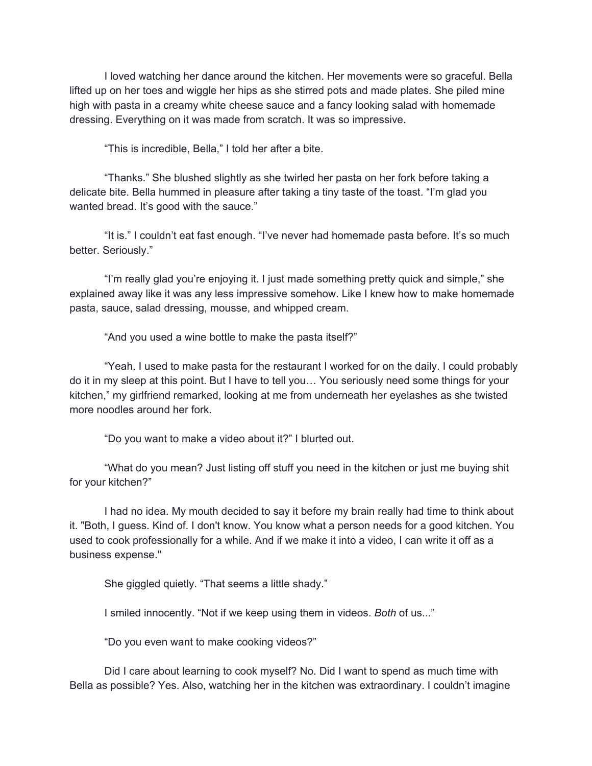I loved watching her dance around the kitchen. Her movements were so graceful. Bella lifted up on her toes and wiggle her hips as she stirred pots and made plates. She piled mine high with pasta in a creamy white cheese sauce and a fancy looking salad with homemade dressing. Everything on it was made from scratch. It was so impressive.

“This is incredible, Bella,” I told her after a bite.

“Thanks.” She blushed slightly as she twirled her pasta on her fork before taking a delicate bite. Bella hummed in pleasure after taking a tiny taste of the toast. “I’m glad you wanted bread. It’s good with the sauce.”

“It is.” I couldn’t eat fast enough. “I’ve never had homemade pasta before. It’s so much better. Seriously.”

“I’m really glad you’re enjoying it. I just made something pretty quick and simple,” she explained away like it was any less impressive somehow. Like I knew how to make homemade pasta, sauce, salad dressing, mousse, and whipped cream.

“And you used a wine bottle to make the pasta itself?”

“Yeah. I used to make pasta for the restaurant I worked for on the daily. I could probably do it in my sleep at this point. But I have to tell you… You seriously need some things for your kitchen,” my girlfriend remarked, looking at me from underneath her eyelashes as she twisted more noodles around her fork.

“Do you want to make a video about it?” I blurted out.

“What do you mean? Just listing off stuff you need in the kitchen or just me buying shit for your kitchen?”

I had no idea. My mouth decided to say it before my brain really had time to think about it. "Both, I guess. Kind of. I don't know. You know what a person needs for a good kitchen. You used to cook professionally for a while. And if we make it into a video, I can write it off as a business expense."

She giggled quietly. “That seems a little shady.”

I smiled innocently. “Not if we keep using them in videos. *Both* of us...”

“Do you even want to make cooking videos?”

Did I care about learning to cook myself? No. Did I want to spend as much time with Bella as possible? Yes. Also, watching her in the kitchen was extraordinary. I couldn’t imagine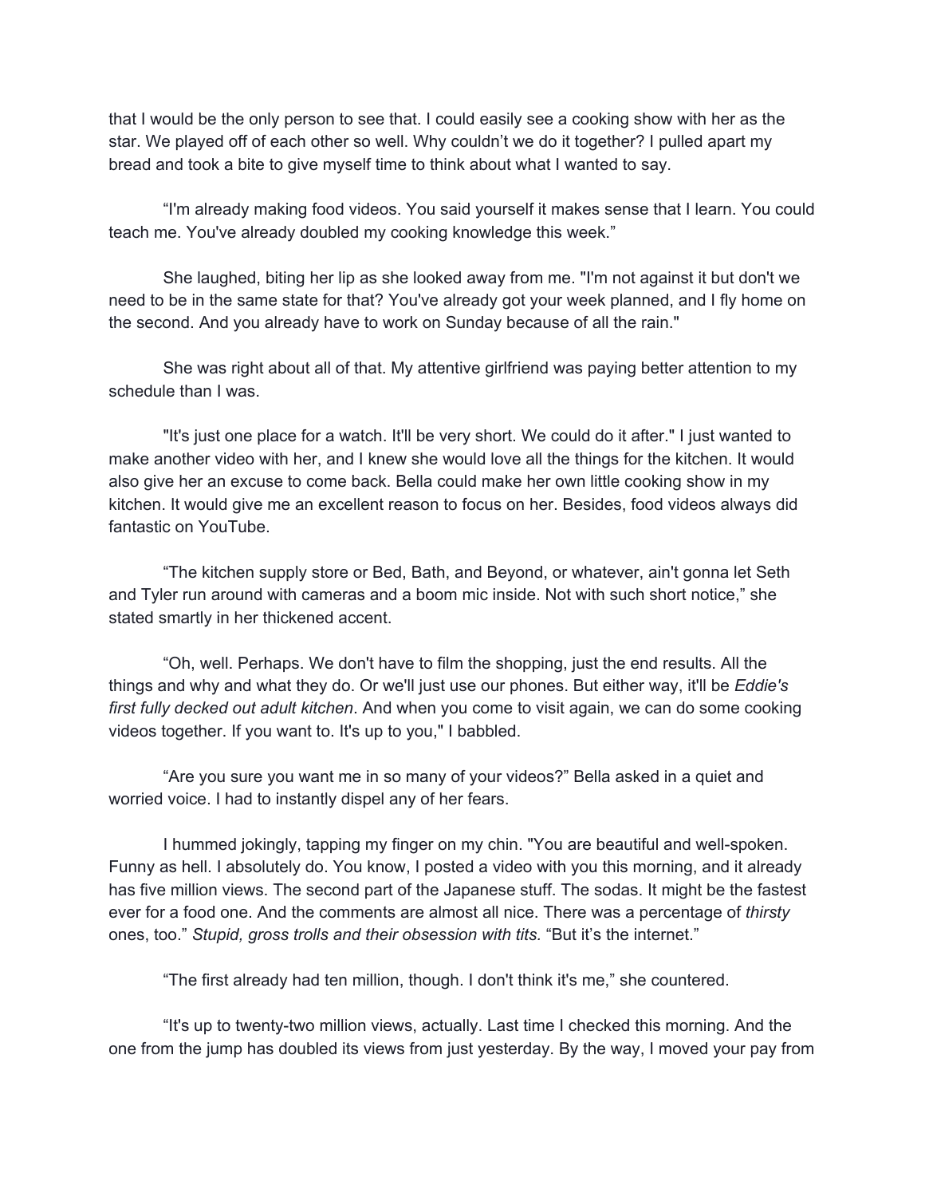that I would be the only person to see that. I could easily see a cooking show with her as the star. We played off of each other so well. Why couldn't we do it together? I pulled apart my bread and took a bite to give myself time to think about what I wanted to say.

"I'm already making food videos. You said yourself it makes sense that I learn. You could teach me. You've already doubled my cooking knowledge this week."

She laughed, biting her lip as she looked away from me. "I'm not against it but don't we need to be in the same state for that? You've already got your week planned, and I fly home on the second. And you already have to work on Sunday because of all the rain."

She was right about all of that. My attentive girlfriend was paying better attention to my schedule than I was.

"It's just one place for a watch. It'll be very short. We could do it after." I just wanted to make another video with her, and I knew she would love all the things for the kitchen. It would also give her an excuse to come back. Bella could make her own little cooking show in my kitchen. It would give me an excellent reason to focus on her. Besides, food videos always did fantastic on YouTube.

"The kitchen supply store or Bed, Bath, and Beyond, or whatever, ain't gonna let Seth and Tyler run around with cameras and a boom mic inside. Not with such short notice," she stated smartly in her thickened accent.

"Oh, well. Perhaps. We don't have to film the shopping, just the end results. All the things and why and what they do. Or we'll just use our phones. But either way, it'll be *Eddie's first fully decked out adult kitchen*. And when you come to visit again, we can do some cooking videos together. If you want to. It's up to you," I babbled.

"Are you sure you want me in so many of your videos?" Bella asked in a quiet and worried voice. I had to instantly dispel any of her fears.

I hummed jokingly, tapping my finger on my chin. "You are beautiful and well-spoken. Funny as hell. I absolutely do. You know, I posted a video with you this morning, and it already has five million views. The second part of the Japanese stuff. The sodas. It might be the fastest ever for a food one. And the comments are almost all nice. There was a percentage of *thirsty* ones, too." *Stupid, gross trolls and their obsession with tits.* "But it's the internet."

"The first already had ten million, though. I don't think it's me," she countered.

"It's up to twenty-two million views, actually. Last time I checked this morning. And the one from the jump has doubled its views from just yesterday. By the way, I moved your pay from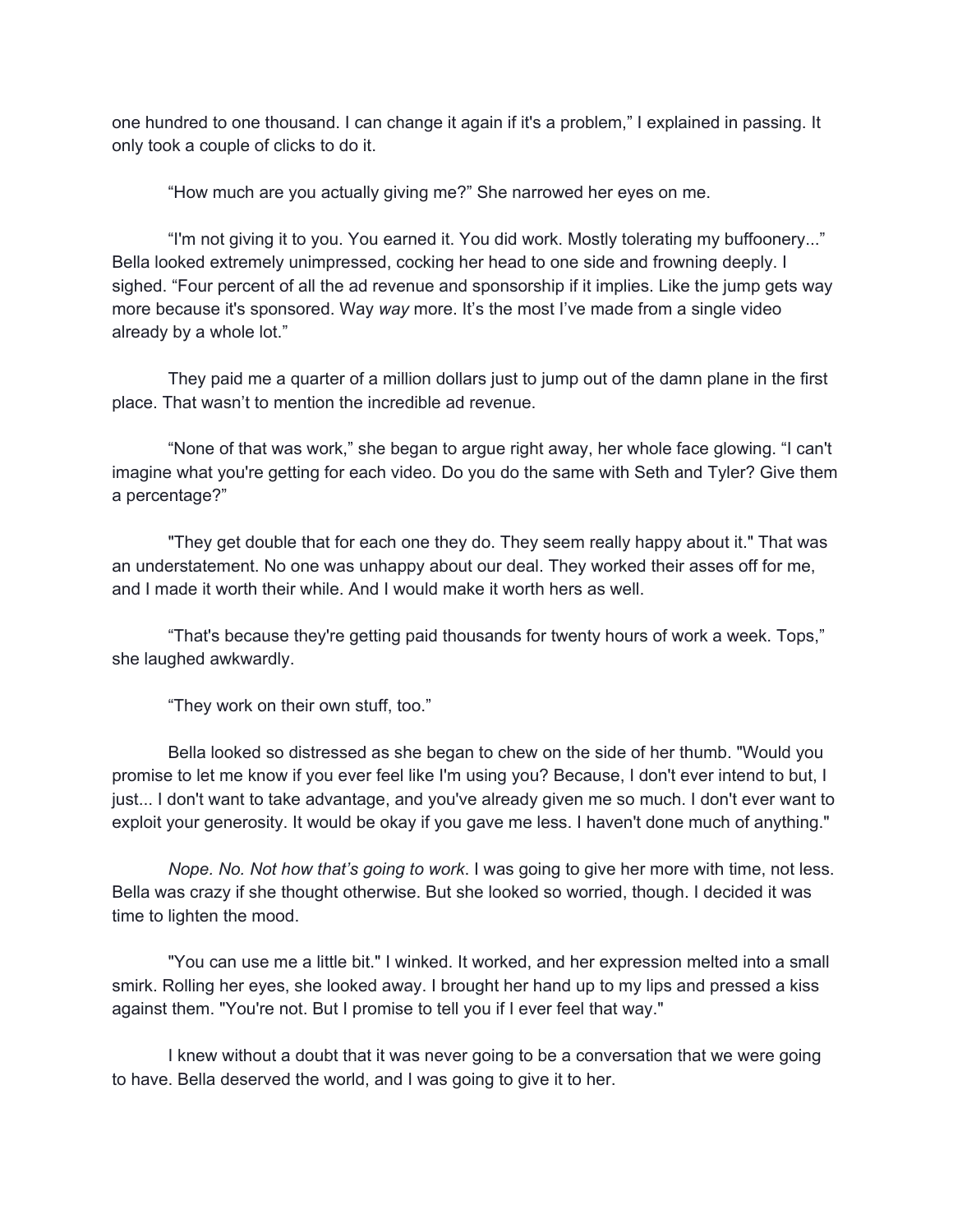one hundred to one thousand. I can change it again if it's a problem," I explained in passing. It only took a couple of clicks to do it.

"How much are you actually giving me?" She narrowed her eyes on me.

"I'm not giving it to you. You earned it. You did work. Mostly tolerating my buffoonery..." Bella looked extremely unimpressed, cocking her head to one side and frowning deeply. I sighed. "Four percent of all the ad revenue and sponsorship if it implies. Like the jump gets way more because it's sponsored. Way *way* more. It's the most I've made from a single video already by a whole lot."

They paid me a quarter of a million dollars just to jump out of the damn plane in the first place. That wasn't to mention the incredible ad revenue.

"None of that was work," she began to argue right away, her whole face glowing. "I can't imagine what you're getting for each video. Do you do the same with Seth and Tyler? Give them a percentage?"

"They get double that for each one they do. They seem really happy about it." That was an understatement. No one was unhappy about our deal. They worked their asses off for me, and I made it worth their while. And I would make it worth hers as well.

"That's because they're getting paid thousands for twenty hours of work a week. Tops," she laughed awkwardly.

"They work on their own stuff, too."

Bella looked so distressed as she began to chew on the side of her thumb. "Would you promise to let me know if you ever feel like I'm using you? Because, I don't ever intend to but, I just... I don't want to take advantage, and you've already given me so much. I don't ever want to exploit your generosity. It would be okay if you gave me less. I haven't done much of anything."

*Nope. No. Not how that's going to work*. I was going to give her more with time, not less. Bella was crazy if she thought otherwise. But she looked so worried, though. I decided it was time to lighten the mood.

"You can use me a little bit." I winked. It worked, and her expression melted into a small smirk. Rolling her eyes, she looked away. I brought her hand up to my lips and pressed a kiss against them. "You're not. But I promise to tell you if I ever feel that way."

I knew without a doubt that it was never going to be a conversation that we were going to have. Bella deserved the world, and I was going to give it to her.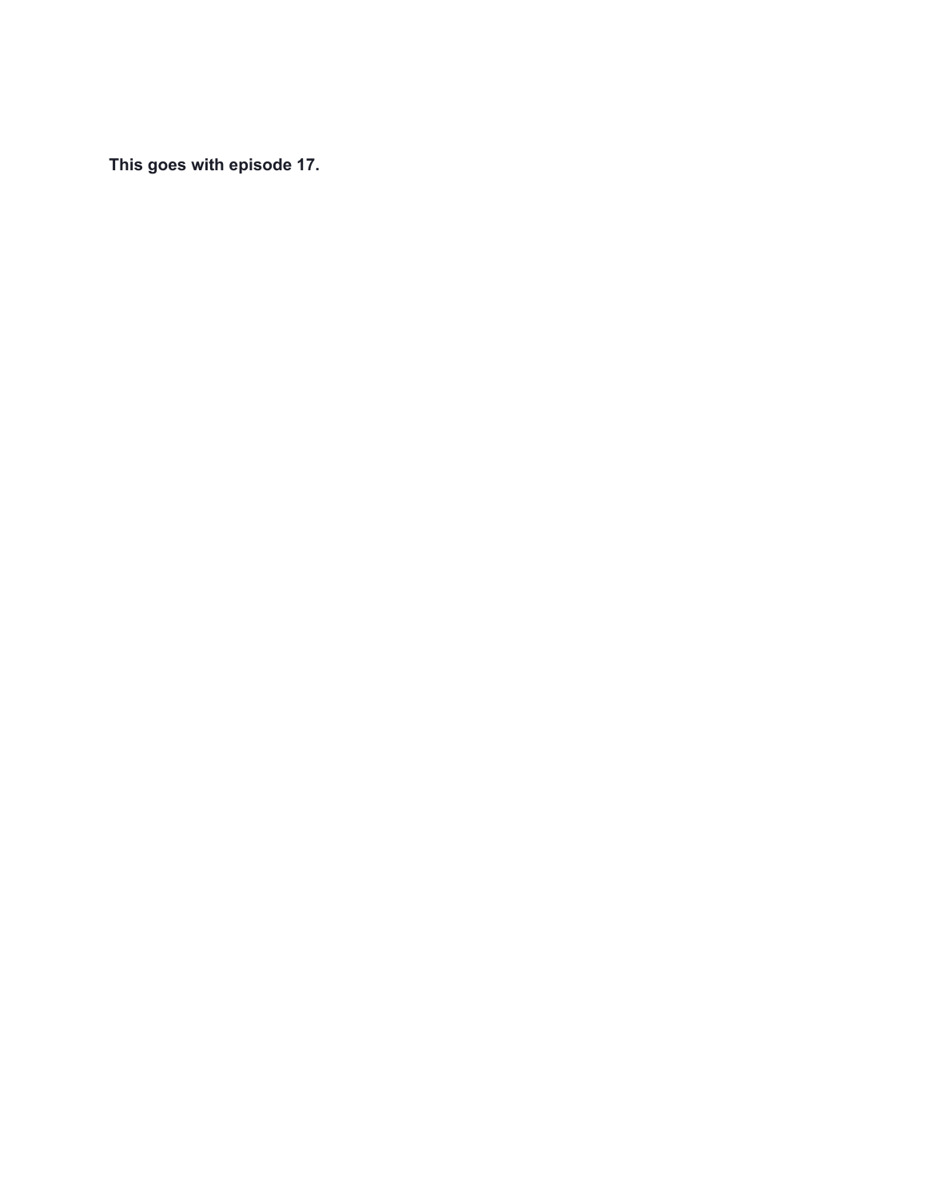**This goes with episode 17.**